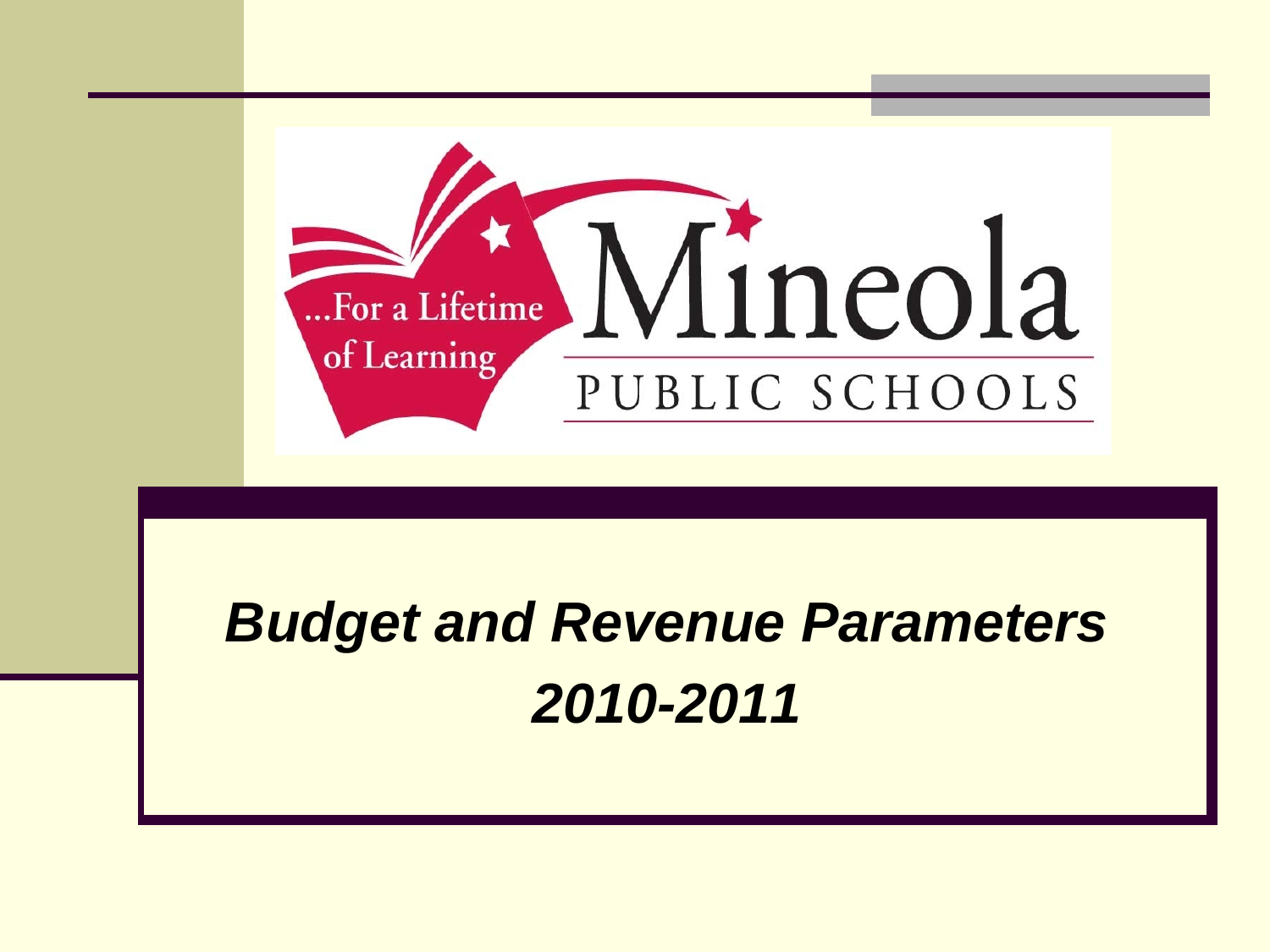...For a Lifetime of Learning

Mineola

PUBLIC SCHOOLS

# *Budget and Revenue Parameters 2010-2011*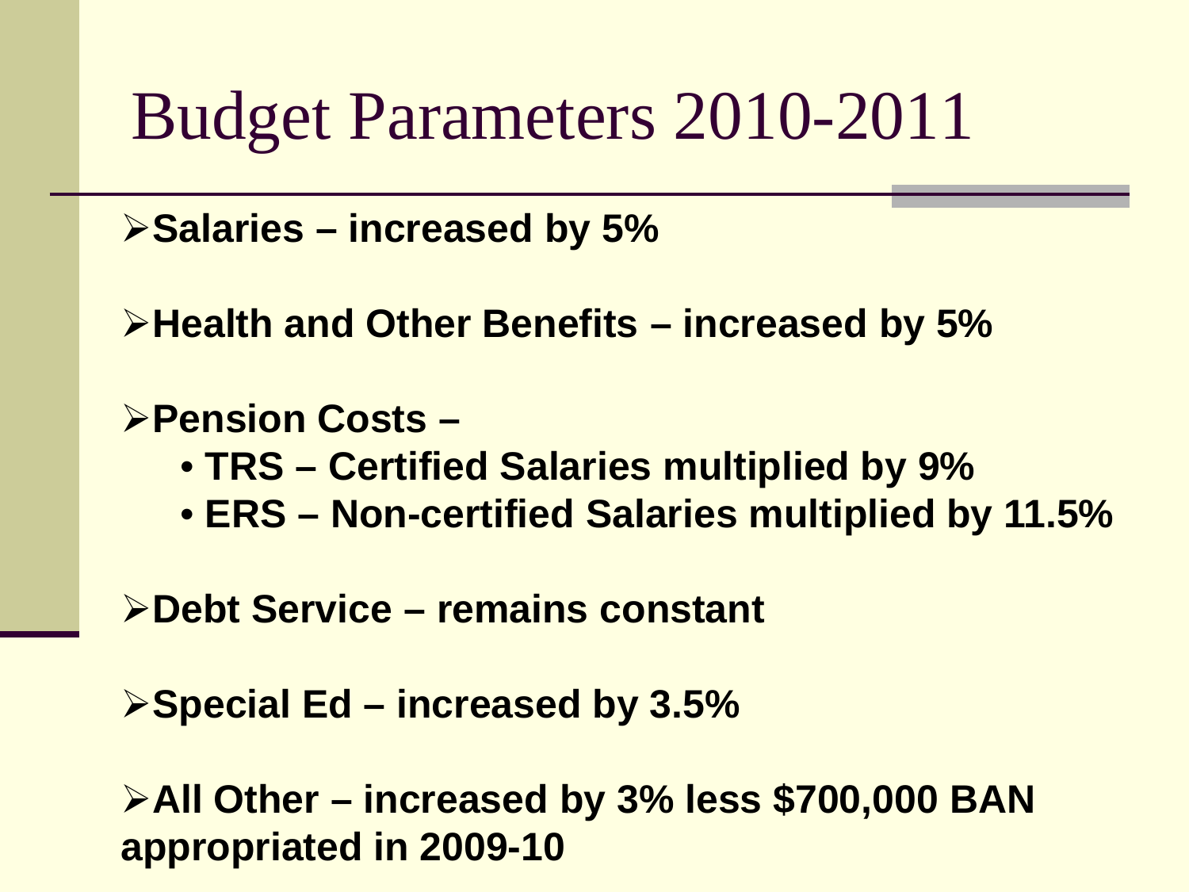# Budget Parameters 2010-2011

- **Salaries – increased by 5%**
- **Health and Other Benefits – increased by 5%**
- **Pension Costs –**
  - **TRS – Certified Salaries multiplied by 9%**
  - **ERS – Non-certified Salaries multiplied by 11.5%**
- **Debt Service – remains constant**
- **Special Ed – increased by 3.5%**
- **All Other – increased by 3% less $700,000 BAN appropriated in 2009-10**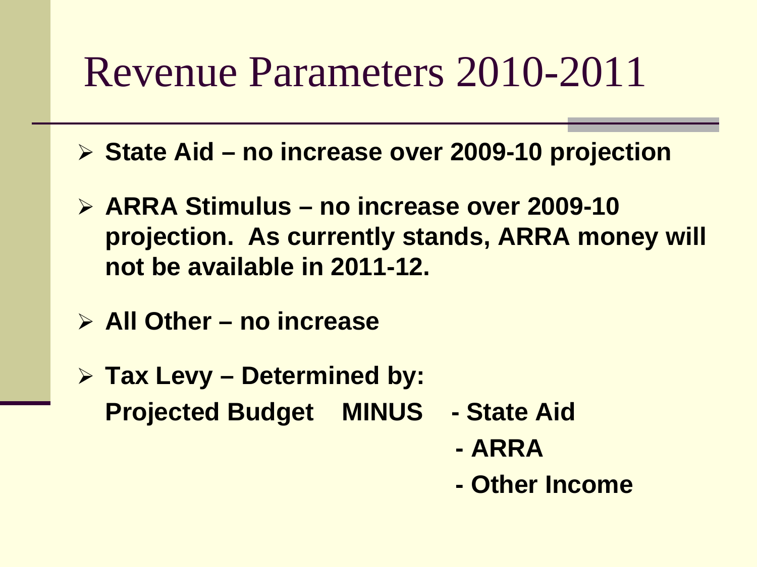# Revenue Parameters 2010-2011

- **State Aid – no increase over 2009-10 projection**
- **ARRA Stimulus – no increase over 2009-10 projection. As currently stands, ARRA money will not be available in 2011-12.**
- **All Other – no increase**
- **Tax Levy – Determined by:**
  **Projected Budget MINUS**
  - **State Aid**
  - **ARRA**
  - **Other Income**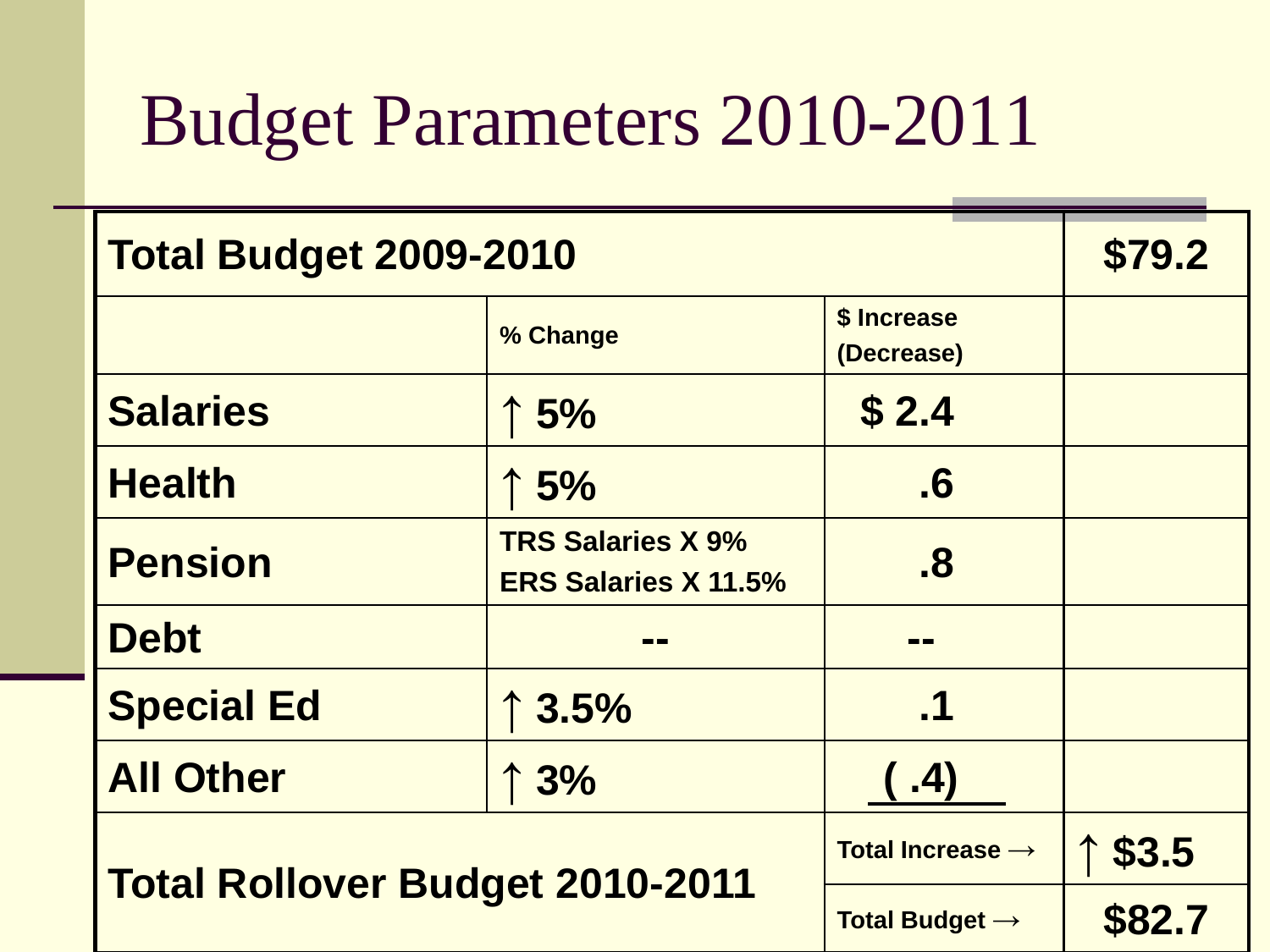# Budget Parameters 2010-2011

| **Total Budget 2009-2010** | | | **$79.2** |
|---|---|---|---|
| | **% Change** | **$ Increase (Decrease)** | |
| **Salaries** | **↑ 5%** | **$ 2.4** | |
| **Health** | **↑ 5%** | **.6** | |
| **Pension** | **TRS Salaries X 9%**<br>**ERS Salaries X 11.5%** | **.8** | |
| **Debt** | **--** | **--** | |
| **Special Ed** | **↑ 3.5%** | **.1** | |
| **All Other** | **↑ 3%** | **( .4)** | |
| **Total Rollover Budget 2010-2011** | | **Total Increase →** | **↑ $3.5** |
| | | **Total Budget →** | **$82.7** |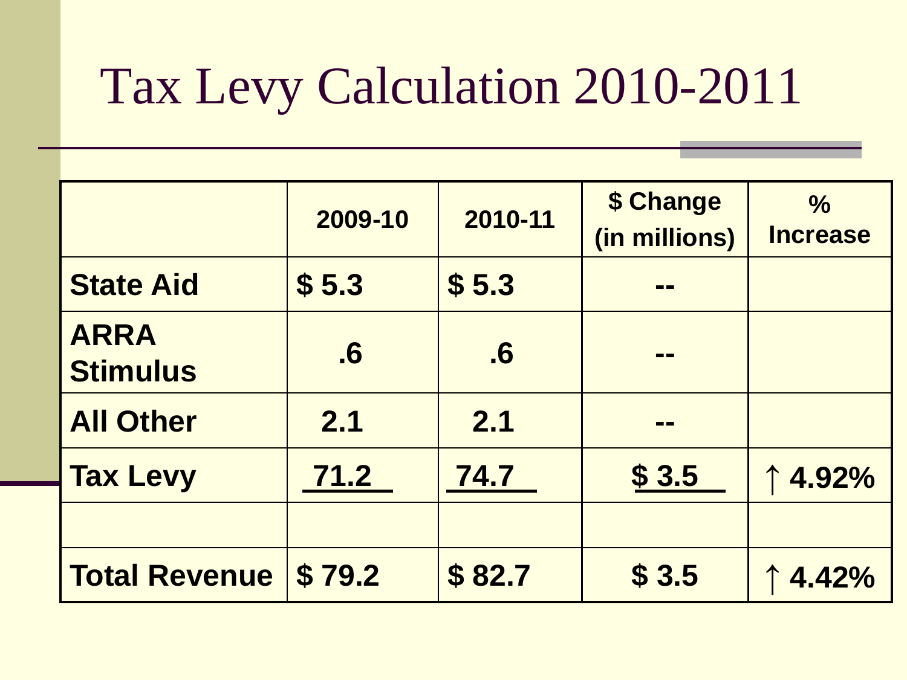# Tax Levy Calculation 2010-2011

| | 2009-10 | 2010-11 | $ Change (in millions) | % Increase |
|---|---|---|---|---|
| **State Aid** | **$ 5.3** | **$ 5.3** | **--** | |
| **ARRA Stimulus** | **.6** | **.6** | **--** | |
| **All Other** | **2.1** | **2.1** | **--** | |
| **Tax Levy** | **71.2** | **74.7** | **$ 3.5** | **↑ 4.92%** |
| | | | | |
| **Total Revenue** | **$ 79.2** | **$ 82.7** | **$ 3.5** | **↑ 4.42%** |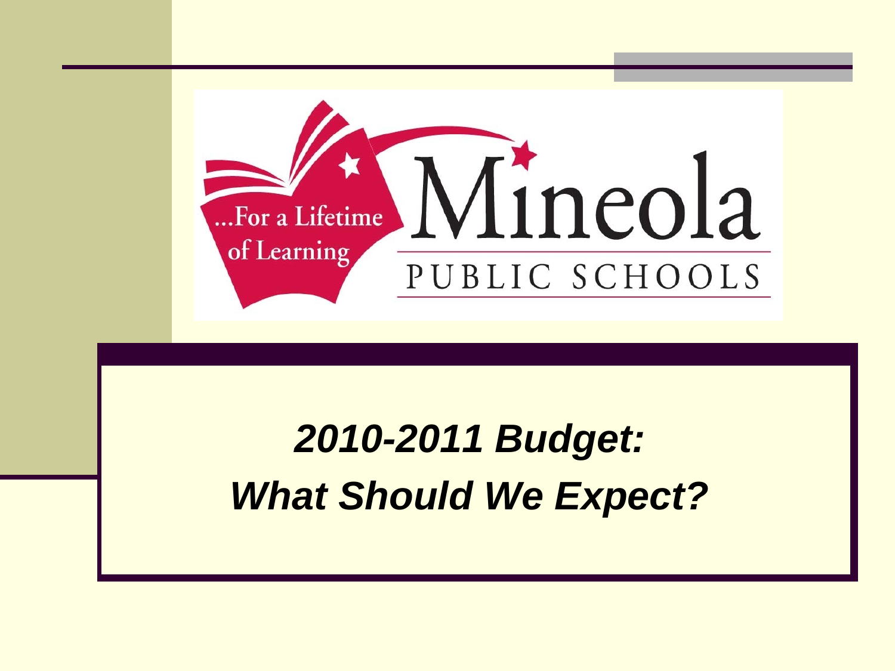...For a Lifetime of Learning

Mineola

PUBLIC SCHOOLS

# *2010-2011 Budget: What Should We Expect?*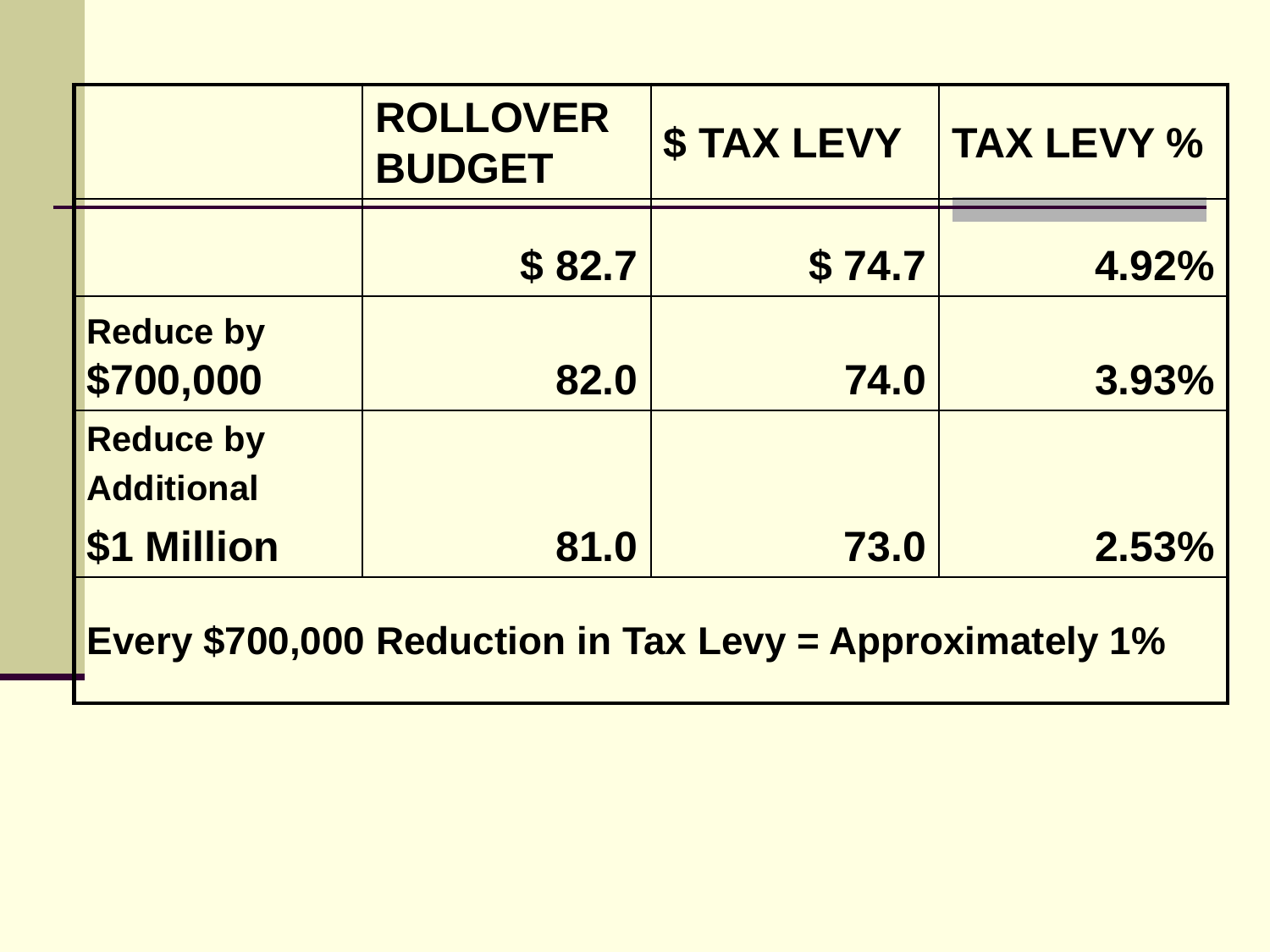| | ROLLOVER BUDGET | $ TAX LEVY | TAX LEVY % |
|---|---|---|---|
| | $ 82.7 | $ 74.7 | 4.92% |
| Reduce by $700,000 | 82.0 | 74.0 | 3.93% |
| Reduce by Additional $1 Million | 81.0 | 73.0 | 2.53% |

**Every $700,000 Reduction in Tax Levy = Approximately 1%**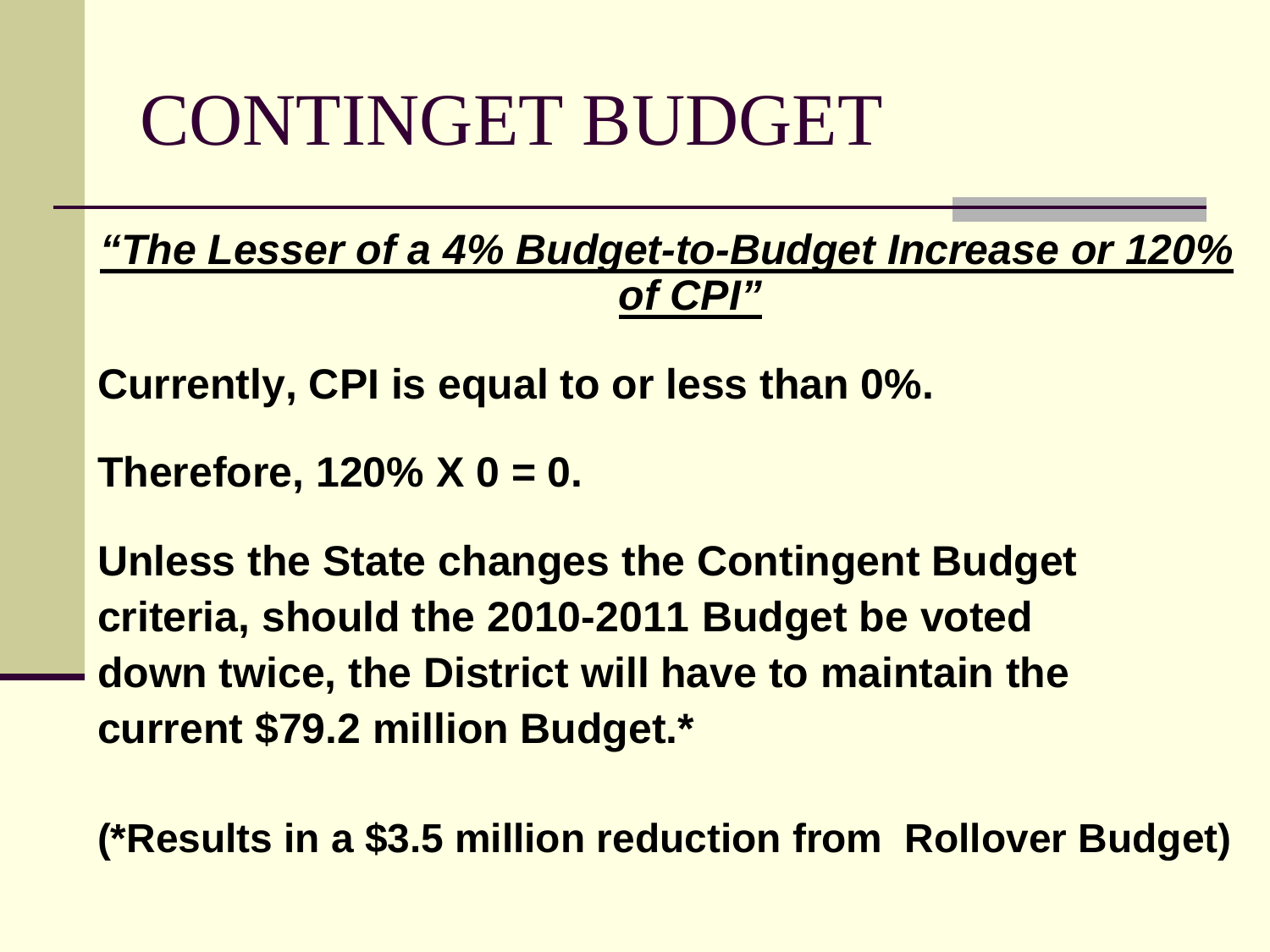# CONTINGET BUDGET

***"The Lesser of a 4% Budget-to-Budget Increase or 120% of CPI"***

**Currently, CPI is equal to or less than 0%.**

**Therefore, 120% X 0 = 0.**

**Unless the State changes the Contingent Budget criteria, should the 2010-2011 Budget be voted down twice, the District will have to maintain the current $79.2 million Budget.***

**(*Results in a $3.5 million reduction from Rollover Budget)**